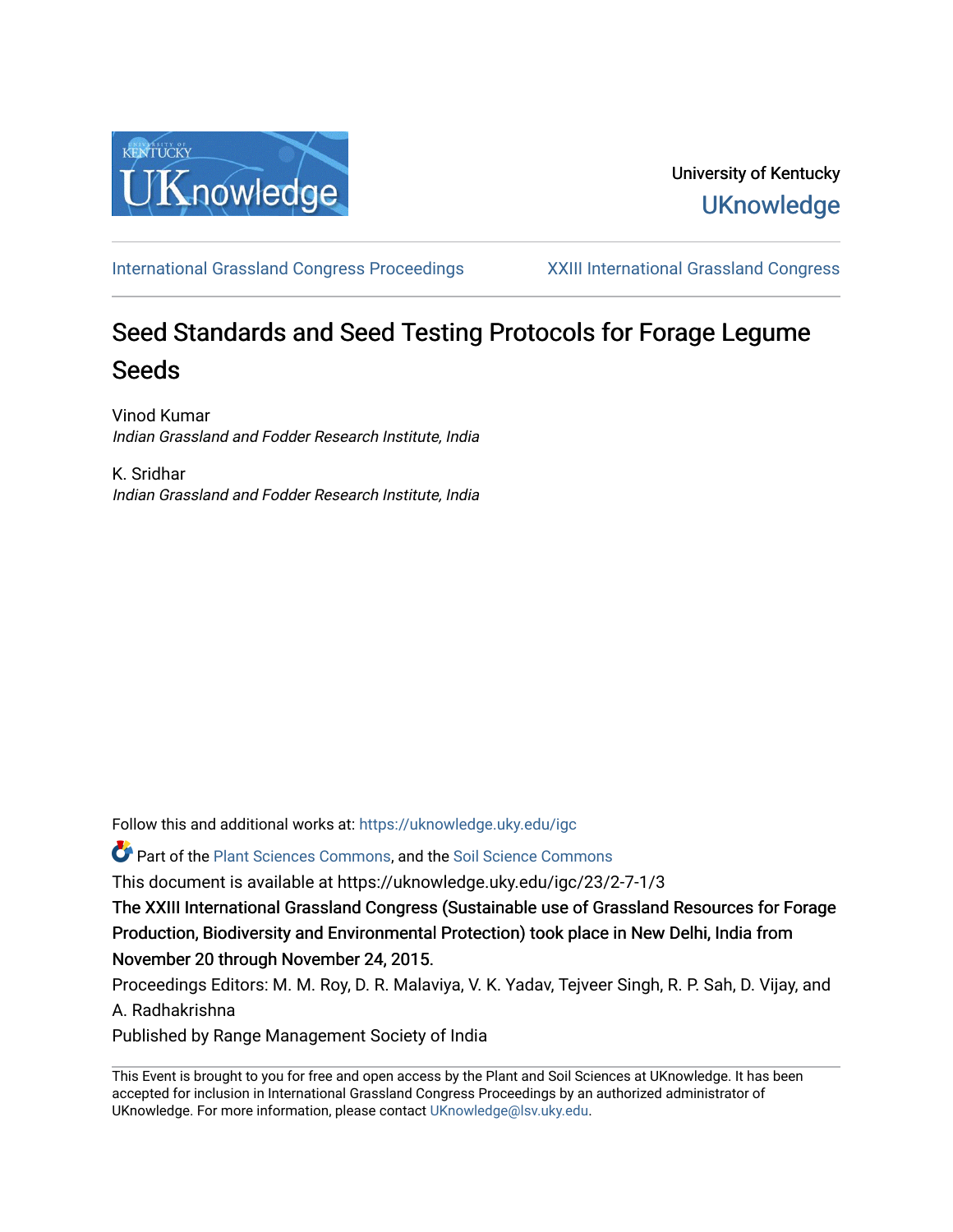University of Kentucky

UKnowledge

International Grassland Congress Proceedings | XXIII International Grassland Congress

# Seed Standards and Seed Testing Protocols for Forage Legume Seeds

Vinod Kumar
*Indian Grassland and Fodder Research Institute, India*

K. Sridhar
*Indian Grassland and Fodder Research Institute, India*

Follow this and additional works at: https://uknowledge.uky.edu/igc

Part of the Plant Sciences Commons, and the Soil Science Commons

This document is available at https://uknowledge.uky.edu/igc/23/2-7-1/3

The XXIII International Grassland Congress (Sustainable use of Grassland Resources for Forage Production, Biodiversity and Environmental Protection) took place in New Delhi, India from November 20 through November 24, 2015.

Proceedings Editors: M. M. Roy, D. R. Malaviya, V. K. Yadav, Tejveer Singh, R. P. Sah, D. Vijay, and A. Radhakrishna

Published by Range Management Society of India

This Event is brought to you for free and open access by the Plant and Soil Sciences at UKnowledge. It has been accepted for inclusion in International Grassland Congress Proceedings by an authorized administrator of UKnowledge. For more information, please contact UKnowledge@lsv.uky.edu.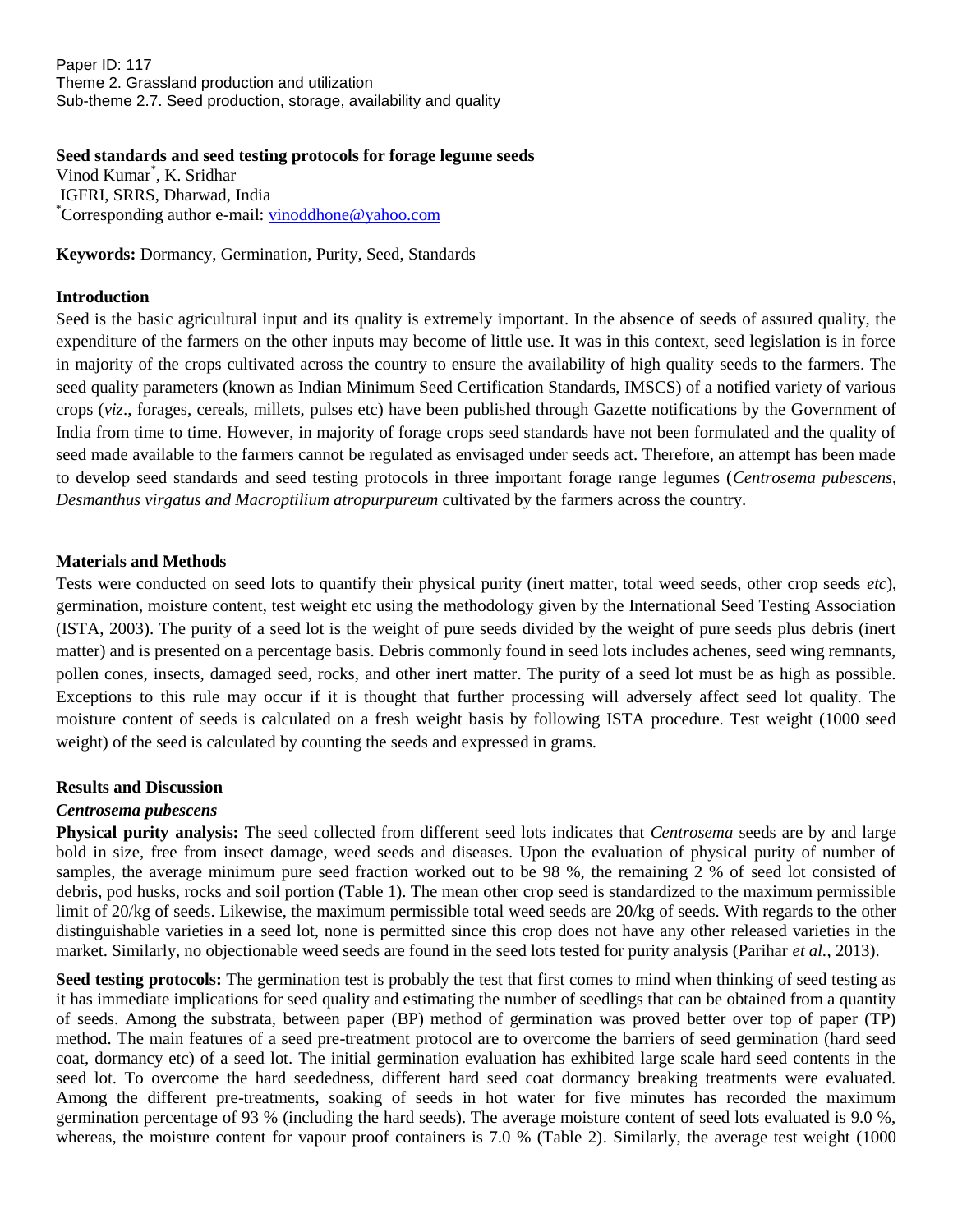Paper ID: 117
Theme 2. Grassland production and utilization
Sub-theme 2.7. Seed production, storage, availability and quality

**Seed standards and seed testing protocols for forage legume seeds**

Vinod Kumar*, K. Sridhar
IGFRI, SRRS, Dharwad, India
*Corresponding author e-mail: vinoddhone@yahoo.com

**Keywords:** Dormancy, Germination, Purity, Seed, Standards

## Introduction

Seed is the basic agricultural input and its quality is extremely important. In the absence of seeds of assured quality, the expenditure of the farmers on the other inputs may become of little use. It was in this context, seed legislation is in force in majority of the crops cultivated across the country to ensure the availability of high quality seeds to the farmers. The seed quality parameters (known as Indian Minimum Seed Certification Standards, IMSCS) of a notified variety of various crops (*viz*., forages, cereals, millets, pulses etc) have been published through Gazette notifications by the Government of India from time to time. However, in majority of forage crops seed standards have not been formulated and the quality of seed made available to the farmers cannot be regulated as envisaged under seeds act. Therefore, an attempt has been made to develop seed standards and seed testing protocols in three important forage range legumes (*Centrosema pubescens*, *Desmanthus virgatus and Macroptilium atropurpureum* cultivated by the farmers across the country.

## Materials and Methods

Tests were conducted on seed lots to quantify their physical purity (inert matter, total weed seeds, other crop seeds *etc*), germination, moisture content, test weight etc using the methodology given by the International Seed Testing Association (ISTA, 2003). The purity of a seed lot is the weight of pure seeds divided by the weight of pure seeds plus debris (inert matter) and is presented on a percentage basis. Debris commonly found in seed lots includes achenes, seed wing remnants, pollen cones, insects, damaged seed, rocks, and other inert matter. The purity of a seed lot must be as high as possible. Exceptions to this rule may occur if it is thought that further processing will adversely affect seed lot quality. The moisture content of seeds is calculated on a fresh weight basis by following ISTA procedure. Test weight (1000 seed weight) of the seed is calculated by counting the seeds and expressed in grams.

## Results and Discussion

### *Centrosema pubescens*

**Physical purity analysis:** The seed collected from different seed lots indicates that *Centrosema* seeds are by and large bold in size, free from insect damage, weed seeds and diseases. Upon the evaluation of physical purity of number of samples, the average minimum pure seed fraction worked out to be 98 %, the remaining 2 % of seed lot consisted of debris, pod husks, rocks and soil portion (Table 1). The mean other crop seed is standardized to the maximum permissible limit of 20/kg of seeds. Likewise, the maximum permissible total weed seeds are 20/kg of seeds. With regards to the other distinguishable varieties in a seed lot, none is permitted since this crop does not have any other released varieties in the market. Similarly, no objectionable weed seeds are found in the seed lots tested for purity analysis (Parihar *et al.*, 2013).

**Seed testing protocols:** The germination test is probably the test that first comes to mind when thinking of seed testing as it has immediate implications for seed quality and estimating the number of seedlings that can be obtained from a quantity of seeds. Among the substrata, between paper (BP) method of germination was proved better over top of paper (TP) method. The main features of a seed pre-treatment protocol are to overcome the barriers of seed germination (hard seed coat, dormancy etc) of a seed lot. The initial germination evaluation has exhibited large scale hard seed contents in the seed lot. To overcome the hard seededness, different hard seed coat dormancy breaking treatments were evaluated. Among the different pre-treatments, soaking of seeds in hot water for five minutes has recorded the maximum germination percentage of 93 % (including the hard seeds). The average moisture content of seed lots evaluated is 9.0 %, whereas, the moisture content for vapour proof containers is 7.0 % (Table 2). Similarly, the average test weight (1000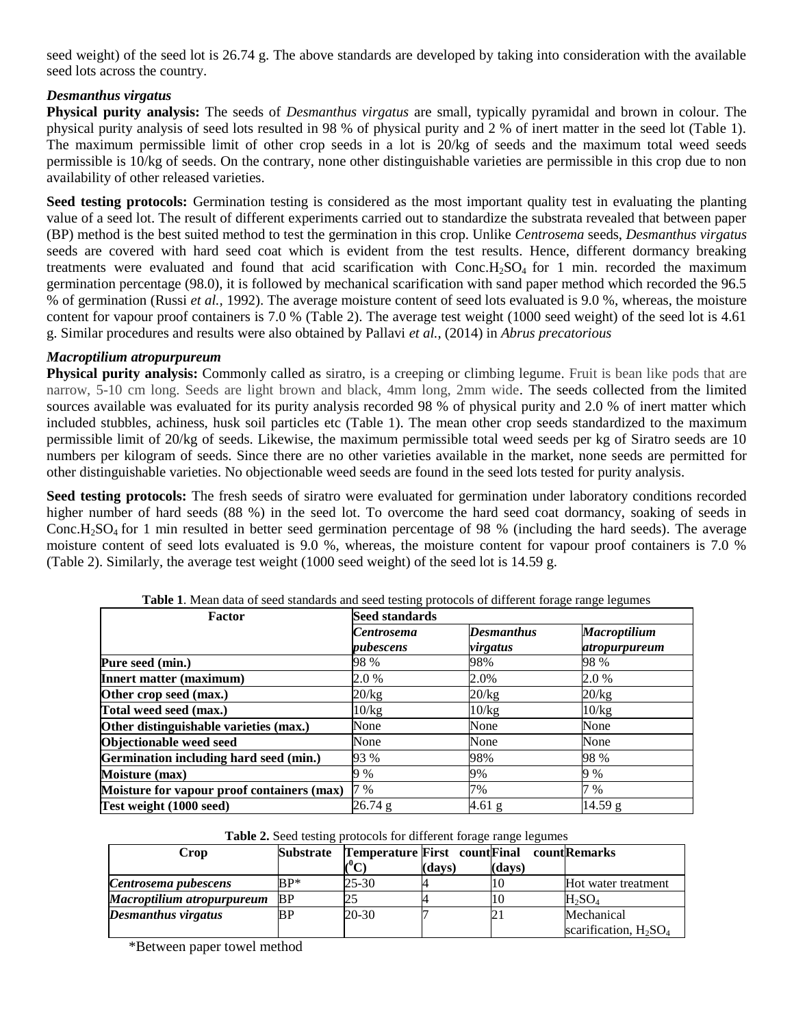seed weight) of the seed lot is 26.74 g. The above standards are developed by taking into consideration with the available seed lots across the country.

### *Desmanthus virgatus*

**Physical purity analysis:** The seeds of *Desmanthus virgatus* are small, typically pyramidal and brown in colour. The physical purity analysis of seed lots resulted in 98 % of physical purity and 2 % of inert matter in the seed lot (Table 1). The maximum permissible limit of other crop seeds in a lot is 20/kg of seeds and the maximum total weed seeds permissible is 10/kg of seeds. On the contrary, none other distinguishable varieties are permissible in this crop due to non availability of other released varieties.

**Seed testing protocols:** Germination testing is considered as the most important quality test in evaluating the planting value of a seed lot. The result of different experiments carried out to standardize the substrata revealed that between paper (BP) method is the best suited method to test the germination in this crop. Unlike *Centrosema* seeds, *Desmanthus virgatus* seeds are covered with hard seed coat which is evident from the test results. Hence, different dormancy breaking treatments were evaluated and found that acid scarification with Conc.$H_2SO_4$ for 1 min. recorded the maximum germination percentage (98.0), it is followed by mechanical scarification with sand paper method which recorded the 96.5 % of germination (Russi *et al.,* 1992). The average moisture content of seed lots evaluated is 9.0 %, whereas, the moisture content for vapour proof containers is 7.0 % (Table 2). The average test weight (1000 seed weight) of the seed lot is 4.61 g. Similar procedures and results were also obtained by Pallavi *et al.*, (2014) in *Abrus precatorious*

### *Macroptilium atropurpureum*

**Physical purity analysis:** Commonly called as siratro, is a creeping or climbing legume. Fruit is bean like pods that are narrow, 5-10 cm long. Seeds are light brown and black, 4mm long, 2mm wide. The seeds collected from the limited sources available was evaluated for its purity analysis recorded 98 % of physical purity and 2.0 % of inert matter which included stubbles, achiness, husk soil particles etc (Table 1). The mean other crop seeds standardized to the maximum permissible limit of 20/kg of seeds. Likewise, the maximum permissible total weed seeds per kg of Siratro seeds are 10 numbers per kilogram of seeds. Since there are no other varieties available in the market, none seeds are permitted for other distinguishable varieties. No objectionable weed seeds are found in the seed lots tested for purity analysis.

**Seed testing protocols:** The fresh seeds of siratro were evaluated for germination under laboratory conditions recorded higher number of hard seeds (88 %) in the seed lot. To overcome the hard seed coat dormancy, soaking of seeds in Conc.$H_2SO_4$ for 1 min resulted in better seed germination percentage of 98 % (including the hard seeds). The average moisture content of seed lots evaluated is 9.0 %, whereas, the moisture content for vapour proof containers is 7.0 % (Table 2). Similarly, the average test weight (1000 seed weight) of the seed lot is 14.59 g.

**Table 1**. Mean data of seed standards and seed testing protocols of different forage range legumes

| Factor | Seed standards | | |
|---|---|---|---|
| | *Centrosema pubescens* | *Desmanthus virgatus* | *Macroptilium atropurpureum* |
| **Pure seed (min.)** | 98 % | 98% | 98 % |
| **Innert matter (maximum)** | 2.0 % | 2.0% | 2.0 % |
| **Other crop seed (max.)** | 20/kg | 20/kg | 20/kg |
| **Total weed seed (max.)** | 10/kg | 10/kg | 10/kg |
| **Other distinguishable varieties (max.)** | None | None | None |
| **Objectionable weed seed** | None | None | None |
| **Germination including hard seed (min.)** | 93 % | 98% | 98 % |
| **Moisture (max)** | 9 % | 9% | 9 % |
| **Moisture for vapour proof containers (max)** | 7 % | 7% | 7 % |
| **Test weight (1000 seed)** | 26.74 g | 4.61 g | 14.59 g |

**Table 2.** Seed testing protocols for different forage range legumes

| Crop | Substrate | Temperature ($^0$C) | First count (days) | Final count (days) | Remarks |
|---|---|---|---|---|---|
| *Centrosema pubescens* | BP* | 25-30 | 4 | 10 | Hot water treatment |
| *Macroptilium atropurpureum* | BP | 25 | 4 | 10 | $H_2SO_4$ |
| *Desmanthus virgatus* | BP | 20-30 | 7 | 21 | Mechanical scarification, $H_2SO_4$ |

*Between paper towel method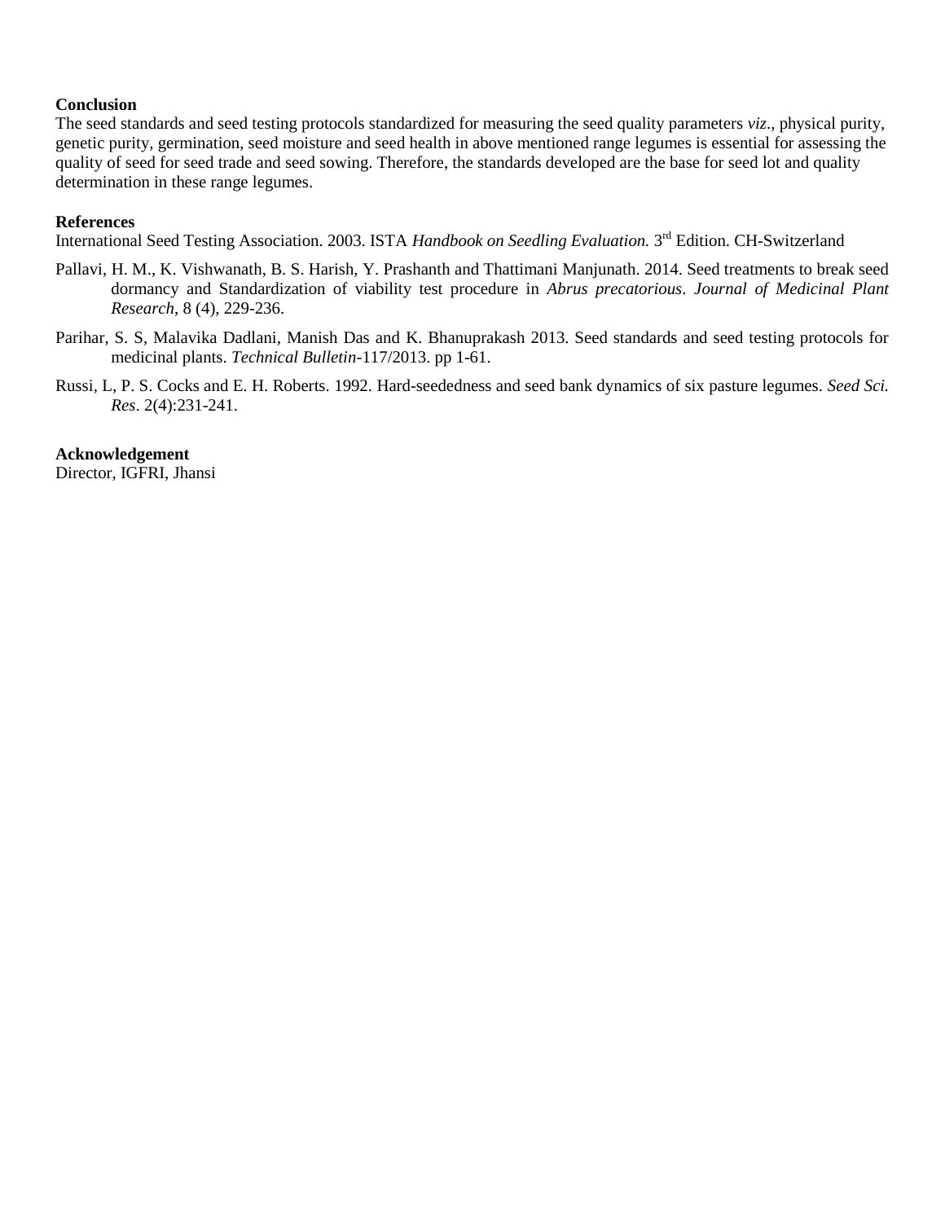## Conclusion

The seed standards and seed testing protocols standardized for measuring the seed quality parameters *viz*., physical purity, genetic purity, germination, seed moisture and seed health in above mentioned range legumes is essential for assessing the quality of seed for seed trade and seed sowing. Therefore, the standards developed are the base for seed lot and quality determination in these range legumes.

## References

International Seed Testing Association. 2003. ISTA *Handbook on Seedling Evaluation.* 3rd Edition. CH-Switzerland

Pallavi, H. M., K. Vishwanath, B. S. Harish, Y. Prashanth and Thattimani Manjunath. 2014. Seed treatments to break seed dormancy and Standardization of viability test procedure in *Abrus precatorious*. *Journal of Medicinal Plant Research*, 8 (4), 229-236.

Parihar, S. S, Malavika Dadlani, Manish Das and K. Bhanuprakash 2013. Seed standards and seed testing protocols for medicinal plants. *Technical Bulletin*-117/2013. pp 1-61.

Russi, L, P. S. Cocks and E. H. Roberts. 1992. Hard-seededness and seed bank dynamics of six pasture legumes. *Seed Sci. Res*. 2(4):231-241.

## Acknowledgement

Director, IGFRI, Jhansi